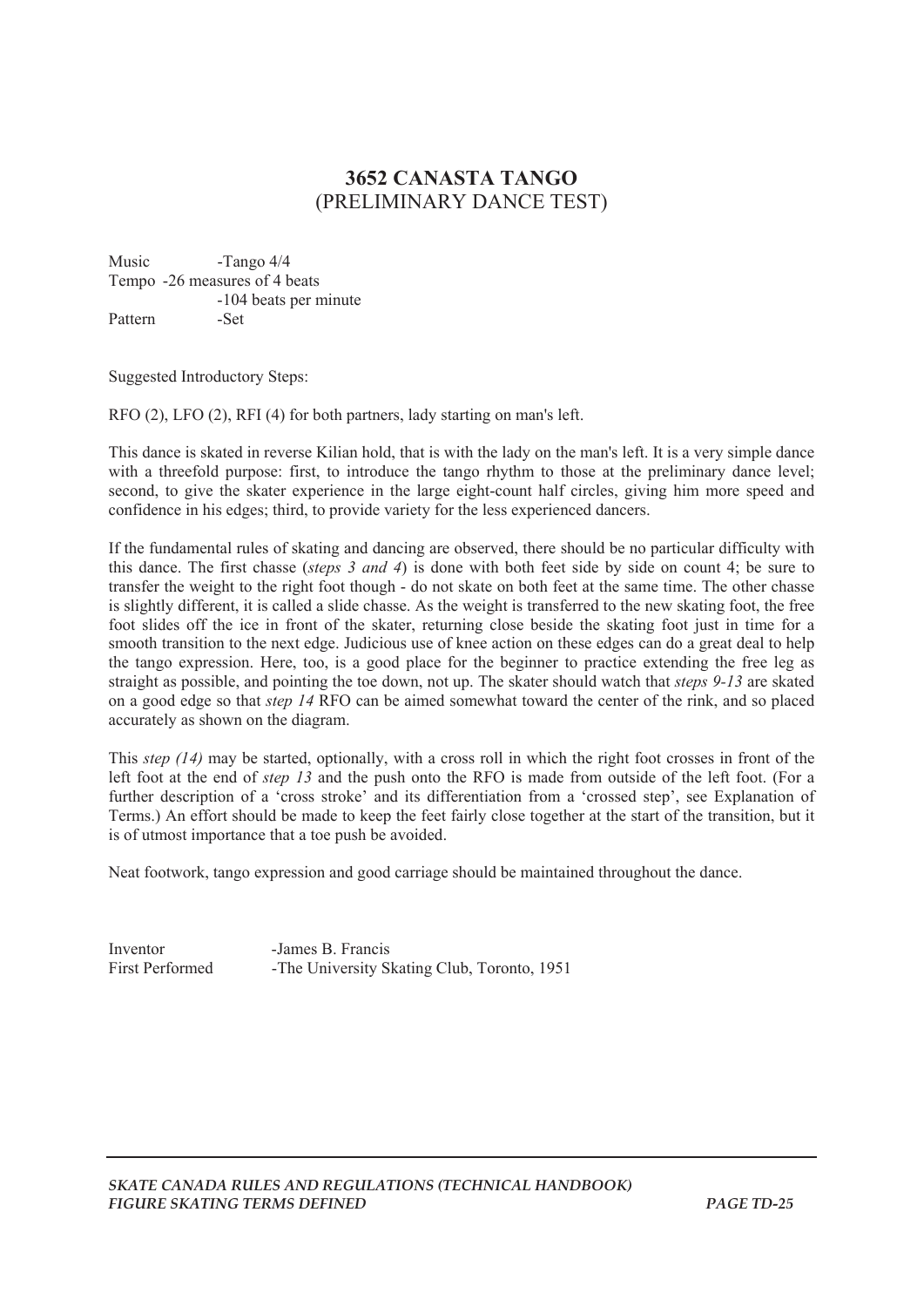# 3652 CANASTA TANGO
## (PRELIMINARY DANCE TEST)

Music -Tango 4/4
Tempo -26 measures of 4 beats
-104 beats per minute
Pattern -Set

Suggested Introductory Steps:

RFO (2), LFO (2), RFI (4) for both partners, lady starting on man's left.

This dance is skated in reverse Kilian hold, that is with the lady on the man's left. It is a very simple dance with a threefold purpose: first, to introduce the tango rhythm to those at the preliminary dance level; second, to give the skater experience in the large eight-count half circles, giving him more speed and confidence in his edges; third, to provide variety for the less experienced dancers.

If the fundamental rules of skating and dancing are observed, there should be no particular difficulty with this dance. The first chasse (*steps 3 and 4*) is done with both feet side by side on count 4; be sure to transfer the weight to the right foot though - do not skate on both feet at the same time. The other chasse is slightly different, it is called a slide chasse. As the weight is transferred to the new skating foot, the free foot slides off the ice in front of the skater, returning close beside the skating foot just in time for a smooth transition to the next edge. Judicious use of knee action on these edges can do a great deal to help the tango expression. Here, too, is a good place for the beginner to practice extending the free leg as straight as possible, and pointing the toe down, not up. The skater should watch that *steps 9-13* are skated on a good edge so that *step 14* RFO can be aimed somewhat toward the center of the rink, and so placed accurately as shown on the diagram.

This *step (14)* may be started, optionally, with a cross roll in which the right foot crosses in front of the left foot at the end of *step 13* and the push onto the RFO is made from outside of the left foot. (For a further description of a 'cross stroke' and its differentiation from a 'crossed step', see Explanation of Terms.) An effort should be made to keep the feet fairly close together at the start of the transition, but it is of utmost importance that a toe push be avoided.

Neat footwork, tango expression and good carriage should be maintained throughout the dance.

Inventor -James B. Francis
First Performed -The University Skating Club, Toronto, 1951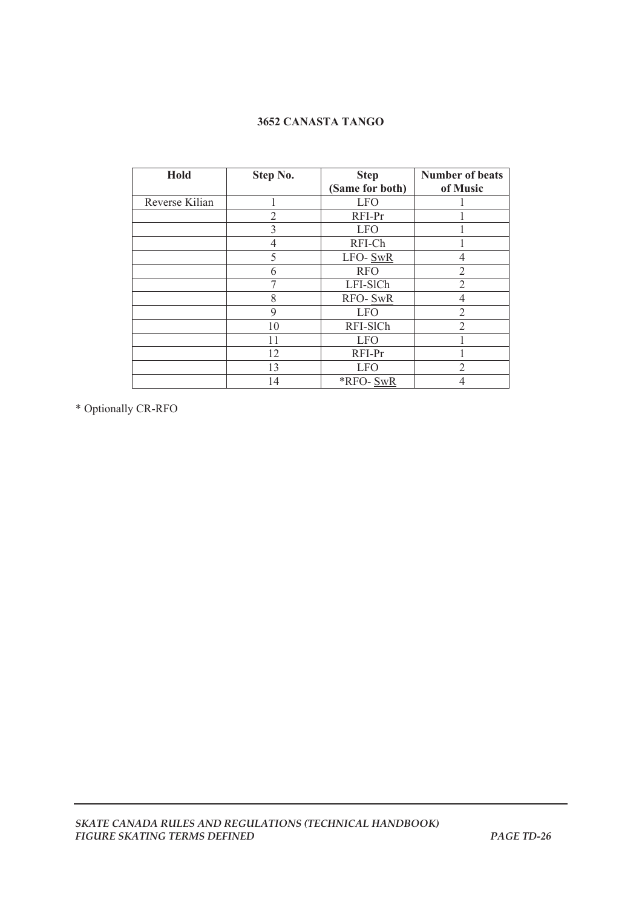### 3652 CANASTA TANGO

| Hold | Step No. | Step (Same for both) | Number of beats of Music |
|---|---|---|---|
| Reverse Kilian | 1 | LFO | 1 |
| | 2 | RFI-Pr | 1 |
| | 3 | LFO | 1 |
| | 4 | RFI-Ch | 1 |
| | 5 | LFO- SwR | 4 |
| | 6 | RFO | 2 |
| | 7 | LFI-SlCh | 2 |
| | 8 | RFO- SwR | 4 |
| | 9 | LFO | 2 |
| | 10 | RFI-SlCh | 2 |
| | 11 | LFO | 1 |
| | 12 | RFI-Pr | 1 |
| | 13 | LFO | 2 |
| | 14 | *RFO- SwR | 4 |

* Optionally CR-RFO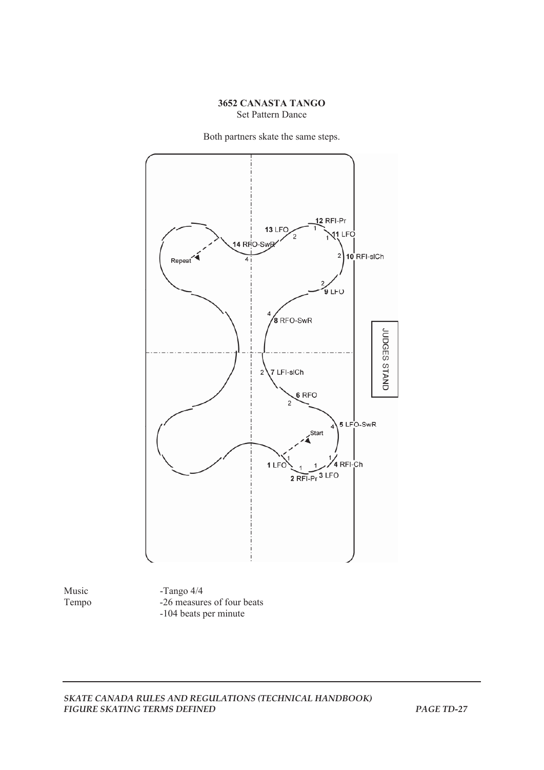**3652 CANASTA TANGO**
Set Pattern Dance

Both partners skate the same steps.

12 RFI-Pr
13 LFO
11 LFO
14 RFO-SwR
10 RFI-slCh
Repeat
9 LFO
8 RFO-SwR
JUDGES STAND
7 LFI-slCh
6 RFO
5 LFO-SwR
Start
1 LFO
4 RFI-Ch
2 RFI-Pr
3 LFO

Music -Tango 4/4
Tempo -26 measures of four beats
-104 beats per minute